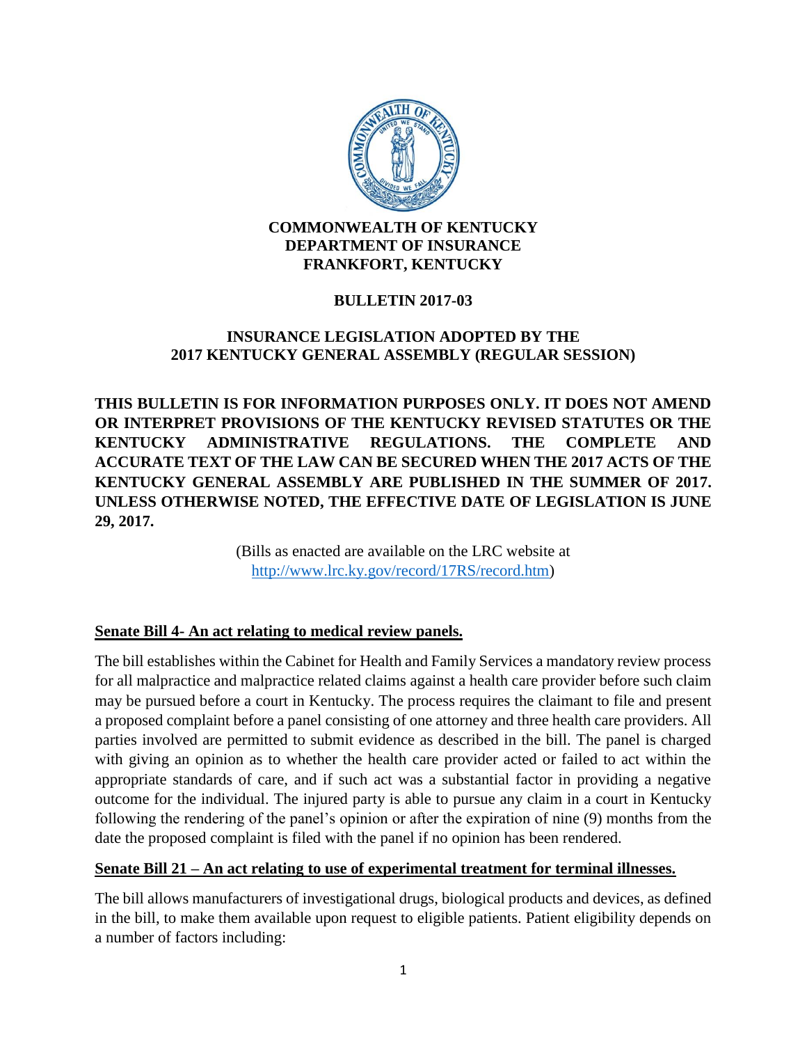**COMMONWEALTH OF KENTUCKY**
**DEPARTMENT OF INSURANCE**
**FRANKFORT, KENTUCKY**

# BULLETIN 2017-03

## INSURANCE LEGISLATION ADOPTED BY THE 2017 KENTUCKY GENERAL ASSEMBLY (REGULAR SESSION)

**THIS BULLETIN IS FOR INFORMATION PURPOSES ONLY. IT DOES NOT AMEND OR INTERPRET PROVISIONS OF THE KENTUCKY REVISED STATUTES OR THE KENTUCKY ADMINISTRATIVE REGULATIONS. THE COMPLETE AND ACCURATE TEXT OF THE LAW CAN BE SECURED WHEN THE 2017 ACTS OF THE KENTUCKY GENERAL ASSEMBLY ARE PUBLISHED IN THE SUMMER OF 2017. UNLESS OTHERWISE NOTED, THE EFFECTIVE DATE OF LEGISLATION IS JUNE 29, 2017.**

(Bills as enacted are available on the LRC website at http://www.lrc.ky.gov/record/17RS/record.htm)

### Senate Bill 4- An act relating to medical review panels.

The bill establishes within the Cabinet for Health and Family Services a mandatory review process for all malpractice and malpractice related claims against a health care provider before such claim may be pursued before a court in Kentucky. The process requires the claimant to file and present a proposed complaint before a panel consisting of one attorney and three health care providers. All parties involved are permitted to submit evidence as described in the bill. The panel is charged with giving an opinion as to whether the health care provider acted or failed to act within the appropriate standards of care, and if such act was a substantial factor in providing a negative outcome for the individual. The injured party is able to pursue any claim in a court in Kentucky following the rendering of the panel's opinion or after the expiration of nine (9) months from the date the proposed complaint is filed with the panel if no opinion has been rendered.

### Senate Bill 21 – An act relating to use of experimental treatment for terminal illnesses.

The bill allows manufacturers of investigational drugs, biological products and devices, as defined in the bill, to make them available upon request to eligible patients. Patient eligibility depends on a number of factors including: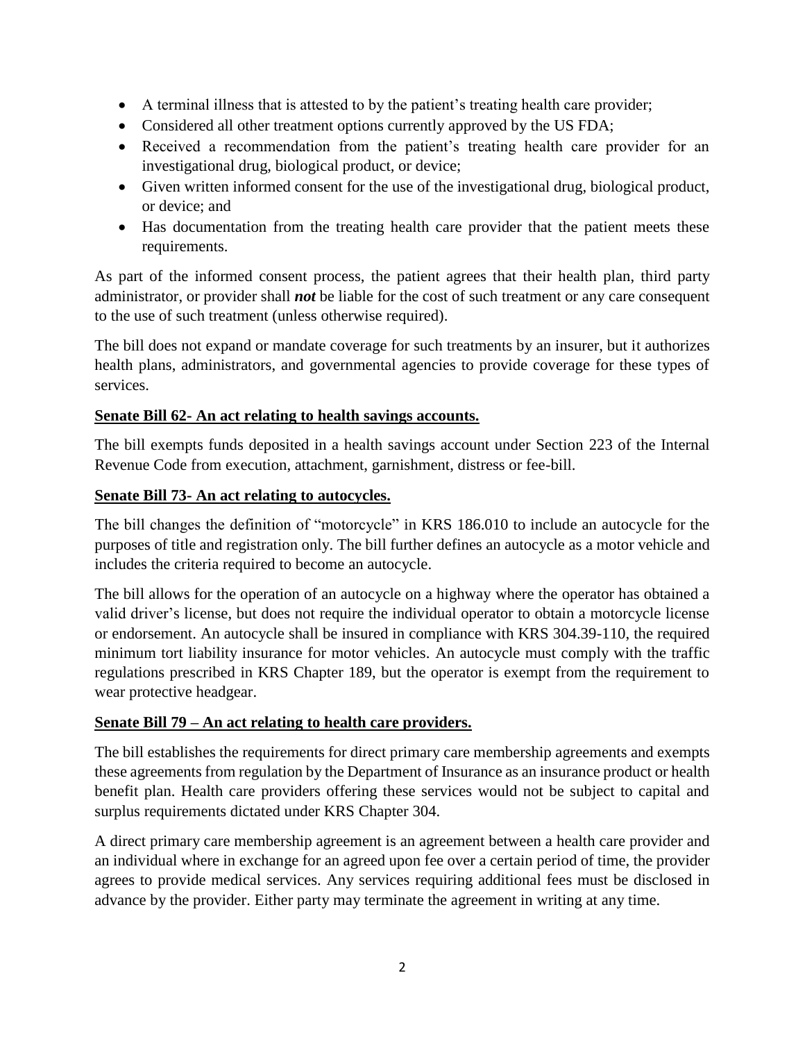- A terminal illness that is attested to by the patient's treating health care provider;
- Considered all other treatment options currently approved by the US FDA;
- Received a recommendation from the patient's treating health care provider for an investigational drug, biological product, or device;
- Given written informed consent for the use of the investigational drug, biological product, or device; and
- Has documentation from the treating health care provider that the patient meets these requirements.

As part of the informed consent process, the patient agrees that their health plan, third party administrator, or provider shall ***not*** be liable for the cost of such treatment or any care consequent to the use of such treatment (unless otherwise required).

The bill does not expand or mandate coverage for such treatments by an insurer, but it authorizes health plans, administrators, and governmental agencies to provide coverage for these types of services.

**<u>Senate Bill 62- An act relating to health savings accounts.</u>**

The bill exempts funds deposited in a health savings account under Section 223 of the Internal Revenue Code from execution, attachment, garnishment, distress or fee-bill.

**<u>Senate Bill 73- An act relating to autocycles.</u>**

The bill changes the definition of "motorcycle" in KRS 186.010 to include an autocycle for the purposes of title and registration only. The bill further defines an autocycle as a motor vehicle and includes the criteria required to become an autocycle.

The bill allows for the operation of an autocycle on a highway where the operator has obtained a valid driver's license, but does not require the individual operator to obtain a motorcycle license or endorsement. An autocycle shall be insured in compliance with KRS 304.39-110, the required minimum tort liability insurance for motor vehicles. An autocycle must comply with the traffic regulations prescribed in KRS Chapter 189, but the operator is exempt from the requirement to wear protective headgear.

**<u>Senate Bill 79 – An act relating to health care providers.</u>**

The bill establishes the requirements for direct primary care membership agreements and exempts these agreements from regulation by the Department of Insurance as an insurance product or health benefit plan. Health care providers offering these services would not be subject to capital and surplus requirements dictated under KRS Chapter 304.

A direct primary care membership agreement is an agreement between a health care provider and an individual where in exchange for an agreed upon fee over a certain period of time, the provider agrees to provide medical services. Any services requiring additional fees must be disclosed in advance by the provider. Either party may terminate the agreement in writing at any time.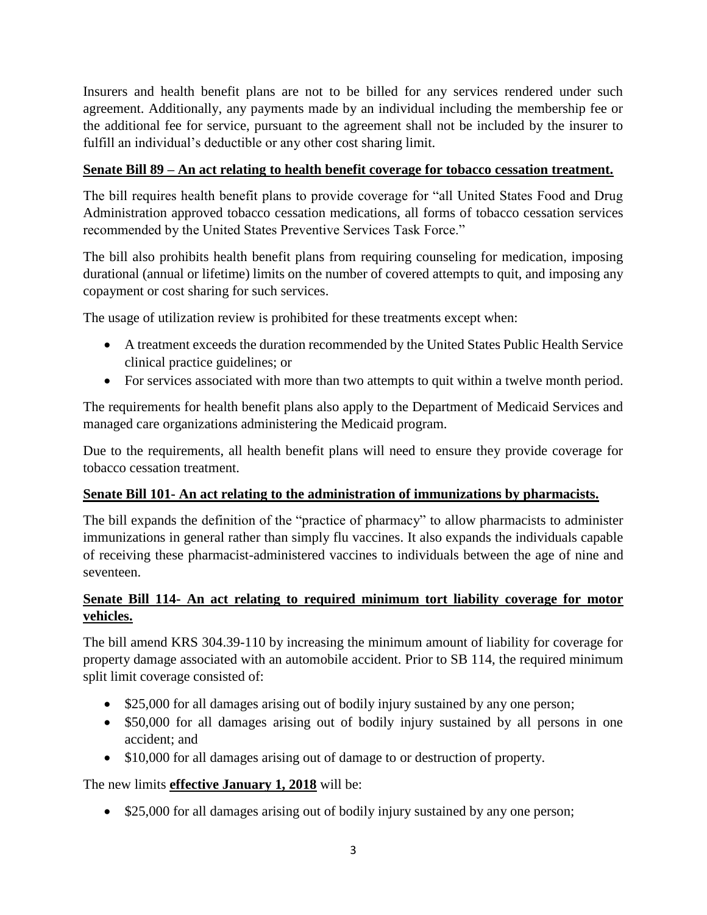Insurers and health benefit plans are not to be billed for any services rendered under such agreement. Additionally, any payments made by an individual including the membership fee or the additional fee for service, pursuant to the agreement shall not be included by the insurer to fulfill an individual's deductible or any other cost sharing limit.

**Senate Bill 89 – An act relating to health benefit coverage for tobacco cessation treatment.**

The bill requires health benefit plans to provide coverage for "all United States Food and Drug Administration approved tobacco cessation medications, all forms of tobacco cessation services recommended by the United States Preventive Services Task Force."

The bill also prohibits health benefit plans from requiring counseling for medication, imposing durational (annual or lifetime) limits on the number of covered attempts to quit, and imposing any copayment or cost sharing for such services.

The usage of utilization review is prohibited for these treatments except when:

- A treatment exceeds the duration recommended by the United States Public Health Service clinical practice guidelines; or
- For services associated with more than two attempts to quit within a twelve month period.

The requirements for health benefit plans also apply to the Department of Medicaid Services and managed care organizations administering the Medicaid program.

Due to the requirements, all health benefit plans will need to ensure they provide coverage for tobacco cessation treatment.

**Senate Bill 101- An act relating to the administration of immunizations by pharmacists.**

The bill expands the definition of the "practice of pharmacy" to allow pharmacists to administer immunizations in general rather than simply flu vaccines. It also expands the individuals capable of receiving these pharmacist-administered vaccines to individuals between the age of nine and seventeen.

**Senate Bill 114- An act relating to required minimum tort liability coverage for motor vehicles.**

The bill amend KRS 304.39-110 by increasing the minimum amount of liability for coverage for property damage associated with an automobile accident. Prior to SB 114, the required minimum split limit coverage consisted of:

- $25,000 for all damages arising out of bodily injury sustained by any one person;
- $50,000 for all damages arising out of bodily injury sustained by all persons in one accident; and
- $10,000 for all damages arising out of damage to or destruction of property.

The new limits **effective January 1, 2018** will be:

- $25,000 for all damages arising out of bodily injury sustained by any one person;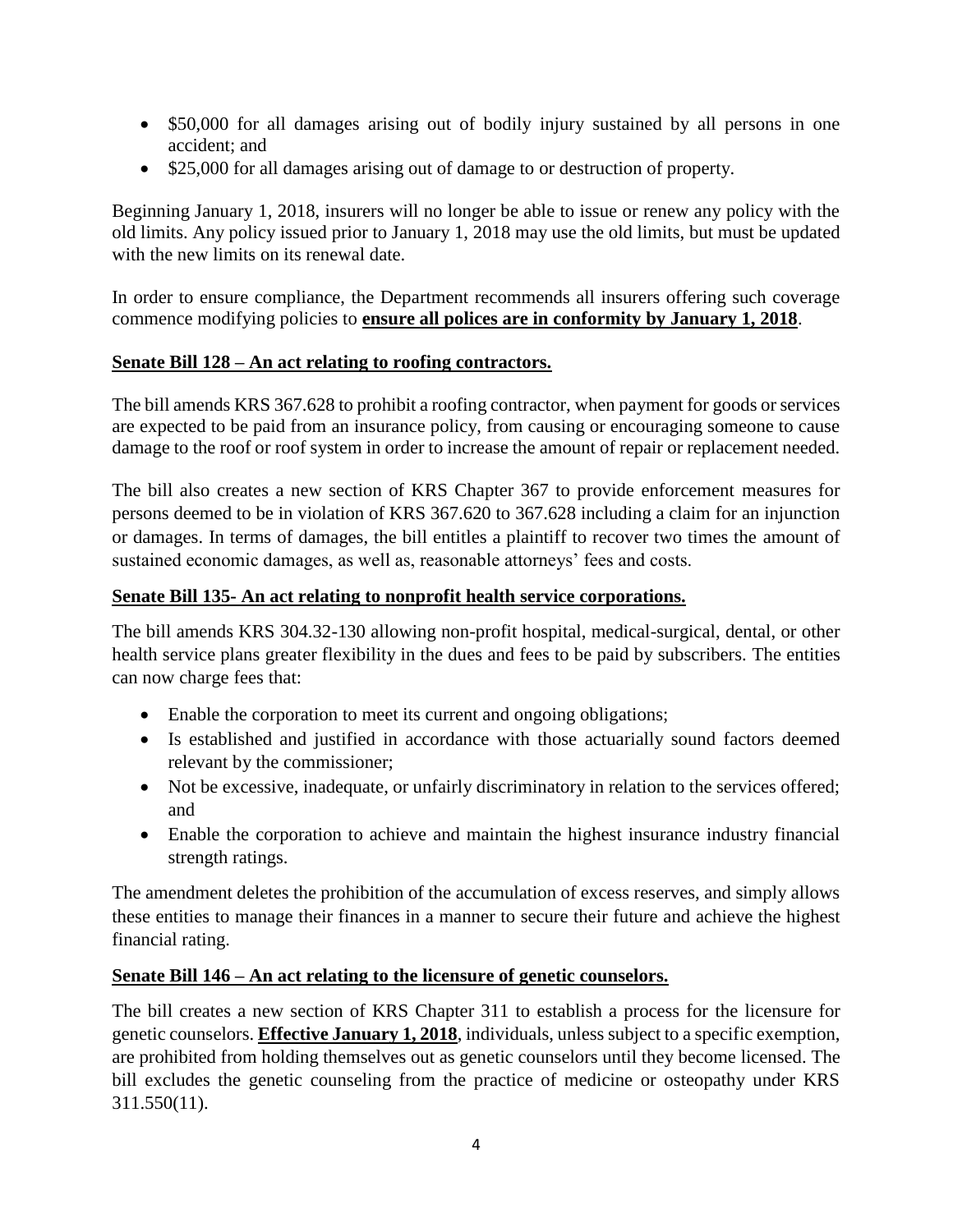- $50,000 for all damages arising out of bodily injury sustained by all persons in one accident; and
- $25,000 for all damages arising out of damage to or destruction of property.

Beginning January 1, 2018, insurers will no longer be able to issue or renew any policy with the old limits. Any policy issued prior to January 1, 2018 may use the old limits, but must be updated with the new limits on its renewal date.

In order to ensure compliance, the Department recommends all insurers offering such coverage commence modifying policies to **ensure all polices are in conformity by January 1, 2018**.

**Senate Bill 128 – An act relating to roofing contractors.**

The bill amends KRS 367.628 to prohibit a roofing contractor, when payment for goods or services are expected to be paid from an insurance policy, from causing or encouraging someone to cause damage to the roof or roof system in order to increase the amount of repair or replacement needed.

The bill also creates a new section of KRS Chapter 367 to provide enforcement measures for persons deemed to be in violation of KRS 367.620 to 367.628 including a claim for an injunction or damages. In terms of damages, the bill entitles a plaintiff to recover two times the amount of sustained economic damages, as well as, reasonable attorneys' fees and costs.

**Senate Bill 135- An act relating to nonprofit health service corporations.**

The bill amends KRS 304.32-130 allowing non-profit hospital, medical-surgical, dental, or other health service plans greater flexibility in the dues and fees to be paid by subscribers. The entities can now charge fees that:

- Enable the corporation to meet its current and ongoing obligations;
- Is established and justified in accordance with those actuarially sound factors deemed relevant by the commissioner;
- Not be excessive, inadequate, or unfairly discriminatory in relation to the services offered; and
- Enable the corporation to achieve and maintain the highest insurance industry financial strength ratings.

The amendment deletes the prohibition of the accumulation of excess reserves, and simply allows these entities to manage their finances in a manner to secure their future and achieve the highest financial rating.

**Senate Bill 146 – An act relating to the licensure of genetic counselors.**

The bill creates a new section of KRS Chapter 311 to establish a process for the licensure for genetic counselors. **Effective January 1, 2018**, individuals, unless subject to a specific exemption, are prohibited from holding themselves out as genetic counselors until they become licensed. The bill excludes the genetic counseling from the practice of medicine or osteopathy under KRS 311.550(11).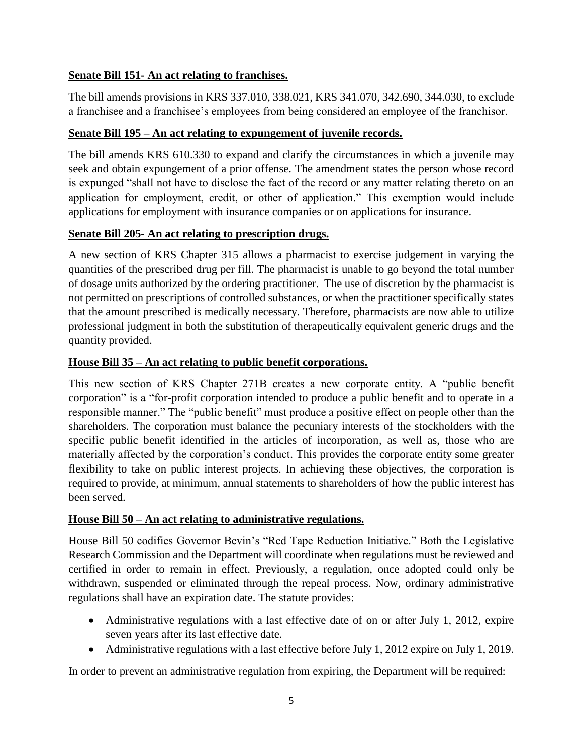**<u>Senate Bill 151- An act relating to franchises.</u>**

The bill amends provisions in KRS 337.010, 338.021, KRS 341.070, 342.690, 344.030, to exclude a franchisee and a franchisee's employees from being considered an employee of the franchisor.

**<u>Senate Bill 195 – An act relating to expungement of juvenile records.</u>**

The bill amends KRS 610.330 to expand and clarify the circumstances in which a juvenile may seek and obtain expungement of a prior offense. The amendment states the person whose record is expunged "shall not have to disclose the fact of the record or any matter relating thereto on an application for employment, credit, or other of application." This exemption would include applications for employment with insurance companies or on applications for insurance.

**<u>Senate Bill 205- An act relating to prescription drugs.</u>**

A new section of KRS Chapter 315 allows a pharmacist to exercise judgement in varying the quantities of the prescribed drug per fill. The pharmacist is unable to go beyond the total number of dosage units authorized by the ordering practitioner. The use of discretion by the pharmacist is not permitted on prescriptions of controlled substances, or when the practitioner specifically states that the amount prescribed is medically necessary. Therefore, pharmacists are now able to utilize professional judgment in both the substitution of therapeutically equivalent generic drugs and the quantity provided.

**<u>House Bill 35 – An act relating to public benefit corporations.</u>**

This new section of KRS Chapter 271B creates a new corporate entity. A "public benefit corporation" is a "for-profit corporation intended to produce a public benefit and to operate in a responsible manner." The "public benefit" must produce a positive effect on people other than the shareholders. The corporation must balance the pecuniary interests of the stockholders with the specific public benefit identified in the articles of incorporation, as well as, those who are materially affected by the corporation's conduct. This provides the corporate entity some greater flexibility to take on public interest projects. In achieving these objectives, the corporation is required to provide, at minimum, annual statements to shareholders of how the public interest has been served.

**<u>House Bill 50 – An act relating to administrative regulations.</u>**

House Bill 50 codifies Governor Bevin's "Red Tape Reduction Initiative." Both the Legislative Research Commission and the Department will coordinate when regulations must be reviewed and certified in order to remain in effect. Previously, a regulation, once adopted could only be withdrawn, suspended or eliminated through the repeal process. Now, ordinary administrative regulations shall have an expiration date. The statute provides:

- Administrative regulations with a last effective date of on or after July 1, 2012, expire seven years after its last effective date.
- Administrative regulations with a last effective before July 1, 2012 expire on July 1, 2019.

In order to prevent an administrative regulation from expiring, the Department will be required: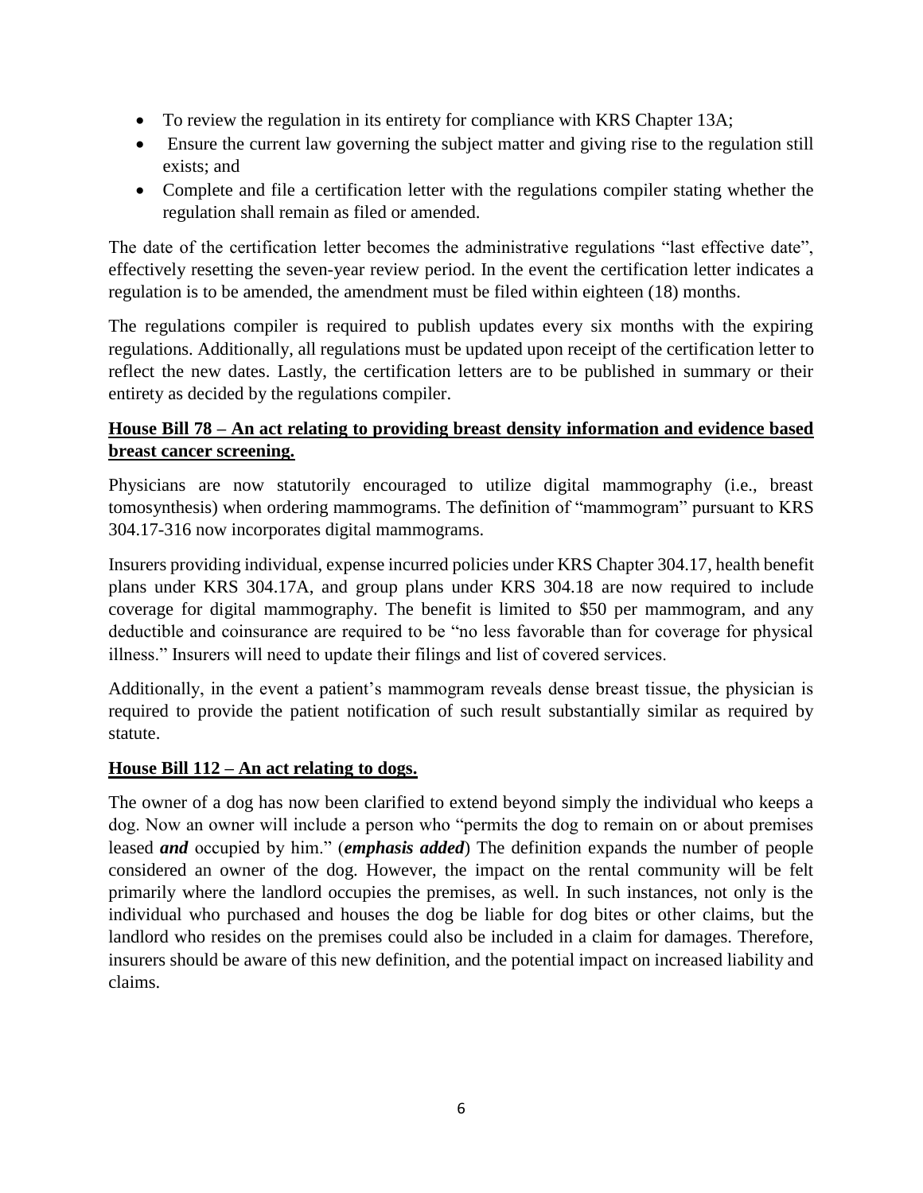- To review the regulation in its entirety for compliance with KRS Chapter 13A;
- Ensure the current law governing the subject matter and giving rise to the regulation still exists; and
- Complete and file a certification letter with the regulations compiler stating whether the regulation shall remain as filed or amended.

The date of the certification letter becomes the administrative regulations "last effective date", effectively resetting the seven-year review period. In the event the certification letter indicates a regulation is to be amended, the amendment must be filed within eighteen (18) months.

The regulations compiler is required to publish updates every six months with the expiring regulations. Additionally, all regulations must be updated upon receipt of the certification letter to reflect the new dates. Lastly, the certification letters are to be published in summary or their entirety as decided by the regulations compiler.

**House Bill 78 – An act relating to providing breast density information and evidence based breast cancer screening.**

Physicians are now statutorily encouraged to utilize digital mammography (i.e., breast tomosynthesis) when ordering mammograms. The definition of "mammogram" pursuant to KRS 304.17-316 now incorporates digital mammograms.

Insurers providing individual, expense incurred policies under KRS Chapter 304.17, health benefit plans under KRS 304.17A, and group plans under KRS 304.18 are now required to include coverage for digital mammography. The benefit is limited to $50 per mammogram, and any deductible and coinsurance are required to be "no less favorable than for coverage for physical illness." Insurers will need to update their filings and list of covered services.

Additionally, in the event a patient's mammogram reveals dense breast tissue, the physician is required to provide the patient notification of such result substantially similar as required by statute.

**House Bill 112 – An act relating to dogs.**

The owner of a dog has now been clarified to extend beyond simply the individual who keeps a dog. Now an owner will include a person who "permits the dog to remain on or about premises leased ***and*** occupied by him." (***emphasis added***) The definition expands the number of people considered an owner of the dog. However, the impact on the rental community will be felt primarily where the landlord occupies the premises, as well. In such instances, not only is the individual who purchased and houses the dog be liable for dog bites or other claims, but the landlord who resides on the premises could also be included in a claim for damages. Therefore, insurers should be aware of this new definition, and the potential impact on increased liability and claims.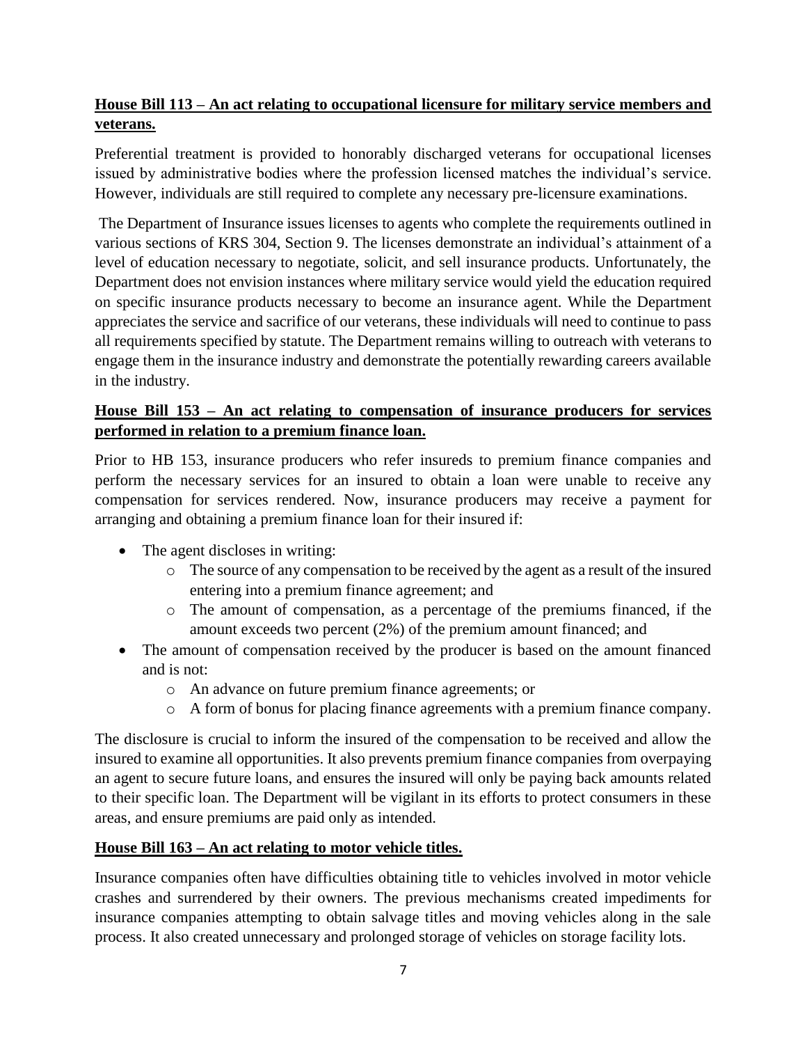**House Bill 113 – An act relating to occupational licensure for military service members and veterans.**

Preferential treatment is provided to honorably discharged veterans for occupational licenses issued by administrative bodies where the profession licensed matches the individual's service. However, individuals are still required to complete any necessary pre-licensure examinations.

The Department of Insurance issues licenses to agents who complete the requirements outlined in various sections of KRS 304, Section 9. The licenses demonstrate an individual's attainment of a level of education necessary to negotiate, solicit, and sell insurance products. Unfortunately, the Department does not envision instances where military service would yield the education required on specific insurance products necessary to become an insurance agent. While the Department appreciates the service and sacrifice of our veterans, these individuals will need to continue to pass all requirements specified by statute. The Department remains willing to outreach with veterans to engage them in the insurance industry and demonstrate the potentially rewarding careers available in the industry.

**House Bill 153 – An act relating to compensation of insurance producers for services performed in relation to a premium finance loan.**

Prior to HB 153, insurance producers who refer insureds to premium finance companies and perform the necessary services for an insured to obtain a loan were unable to receive any compensation for services rendered. Now, insurance producers may receive a payment for arranging and obtaining a premium finance loan for their insured if:

- The agent discloses in writing:
  - The source of any compensation to be received by the agent as a result of the insured entering into a premium finance agreement; and
  - The amount of compensation, as a percentage of the premiums financed, if the amount exceeds two percent (2%) of the premium amount financed; and
- The amount of compensation received by the producer is based on the amount financed and is not:
  - An advance on future premium finance agreements; or
  - A form of bonus for placing finance agreements with a premium finance company.

The disclosure is crucial to inform the insured of the compensation to be received and allow the insured to examine all opportunities. It also prevents premium finance companies from overpaying an agent to secure future loans, and ensures the insured will only be paying back amounts related to their specific loan. The Department will be vigilant in its efforts to protect consumers in these areas, and ensure premiums are paid only as intended.

**House Bill 163 – An act relating to motor vehicle titles.**

Insurance companies often have difficulties obtaining title to vehicles involved in motor vehicle crashes and surrendered by their owners. The previous mechanisms created impediments for insurance companies attempting to obtain salvage titles and moving vehicles along in the sale process. It also created unnecessary and prolonged storage of vehicles on storage facility lots.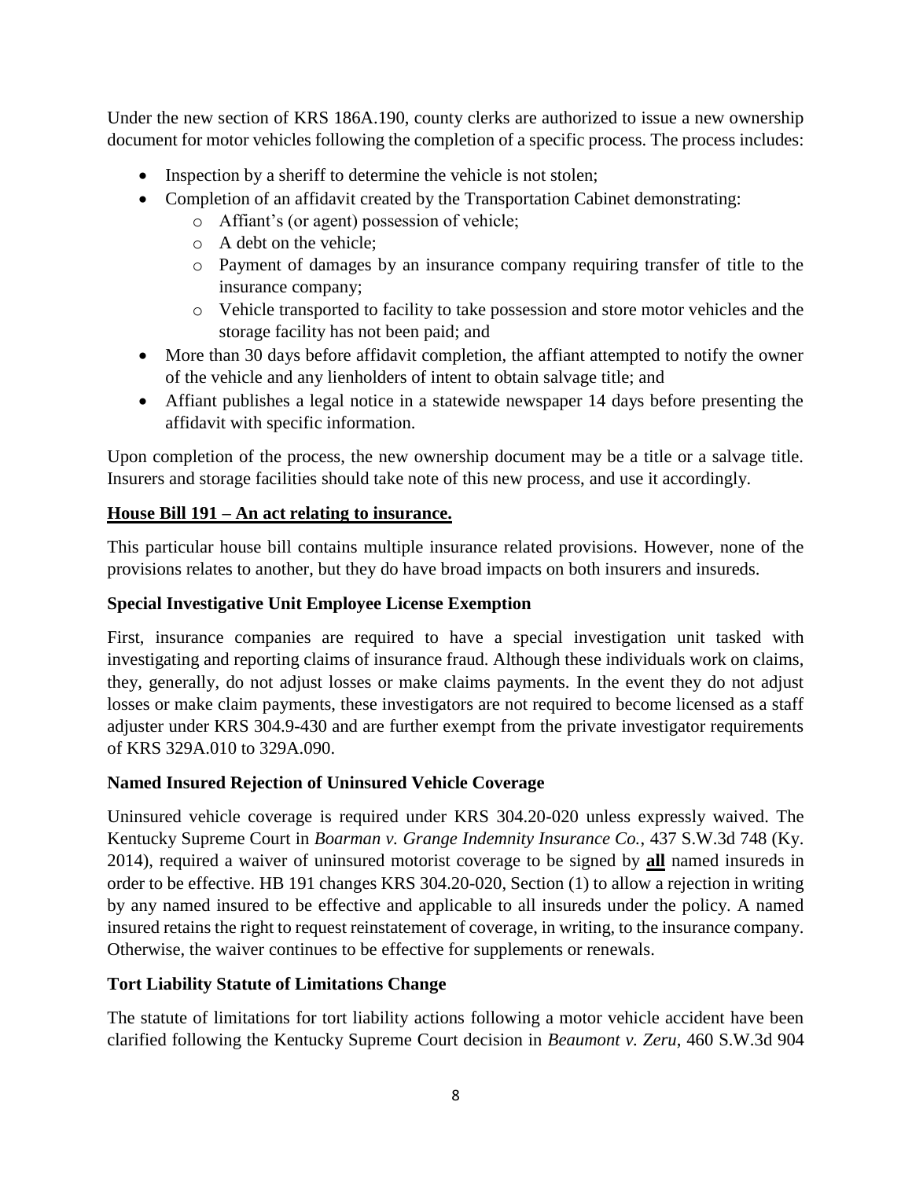Under the new section of KRS 186A.190, county clerks are authorized to issue a new ownership document for motor vehicles following the completion of a specific process. The process includes:

- Inspection by a sheriff to determine the vehicle is not stolen;
- Completion of an affidavit created by the Transportation Cabinet demonstrating:
  - Affiant's (or agent) possession of vehicle;
  - A debt on the vehicle;
  - Payment of damages by an insurance company requiring transfer of title to the insurance company;
  - Vehicle transported to facility to take possession and store motor vehicles and the storage facility has not been paid; and
- More than 30 days before affidavit completion, the affiant attempted to notify the owner of the vehicle and any lienholders of intent to obtain salvage title; and
- Affiant publishes a legal notice in a statewide newspaper 14 days before presenting the affidavit with specific information.

Upon completion of the process, the new ownership document may be a title or a salvage title. Insurers and storage facilities should take note of this new process, and use it accordingly.

## House Bill 191 – An act relating to insurance.

This particular house bill contains multiple insurance related provisions. However, none of the provisions relates to another, but they do have broad impacts on both insurers and insureds.

### Special Investigative Unit Employee License Exemption

First, insurance companies are required to have a special investigation unit tasked with investigating and reporting claims of insurance fraud. Although these individuals work on claims, they, generally, do not adjust losses or make claims payments. In the event they do not adjust losses or make claim payments, these investigators are not required to become licensed as a staff adjuster under KRS 304.9-430 and are further exempt from the private investigator requirements of KRS 329A.010 to 329A.090.

### Named Insured Rejection of Uninsured Vehicle Coverage

Uninsured vehicle coverage is required under KRS 304.20-020 unless expressly waived. The Kentucky Supreme Court in *Boarman v. Grange Indemnity Insurance Co.*, 437 S.W.3d 748 (Ky. 2014), required a waiver of uninsured motorist coverage to be signed by **all** named insureds in order to be effective. HB 191 changes KRS 304.20-020, Section (1) to allow a rejection in writing by any named insured to be effective and applicable to all insureds under the policy. A named insured retains the right to request reinstatement of coverage, in writing, to the insurance company. Otherwise, the waiver continues to be effective for supplements or renewals.

### Tort Liability Statute of Limitations Change

The statute of limitations for tort liability actions following a motor vehicle accident have been clarified following the Kentucky Supreme Court decision in *Beaumont v. Zeru*, 460 S.W.3d 904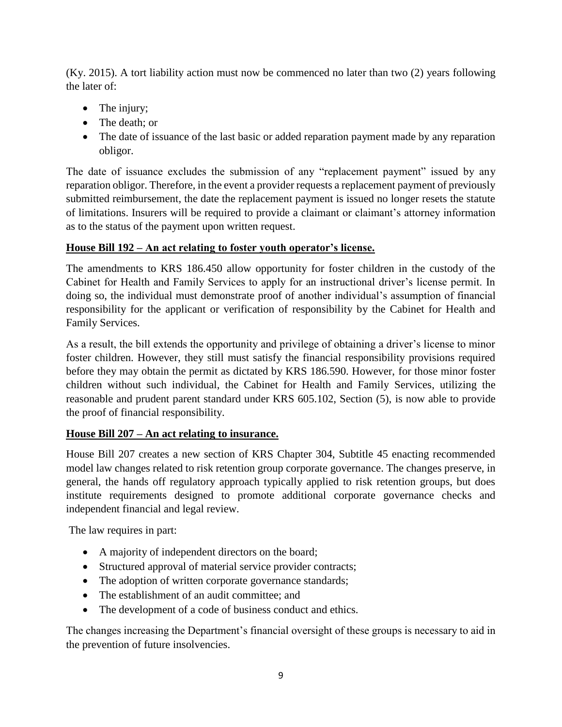(Ky. 2015). A tort liability action must now be commenced no later than two (2) years following the later of:

- The injury;
- The death; or
- The date of issuance of the last basic or added reparation payment made by any reparation obligor.

The date of issuance excludes the submission of any "replacement payment" issued by any reparation obligor. Therefore, in the event a provider requests a replacement payment of previously submitted reimbursement, the date the replacement payment is issued no longer resets the statute of limitations. Insurers will be required to provide a claimant or claimant's attorney information as to the status of the payment upon written request.

**House Bill 192 – An act relating to foster youth operator's license.**

The amendments to KRS 186.450 allow opportunity for foster children in the custody of the Cabinet for Health and Family Services to apply for an instructional driver's license permit. In doing so, the individual must demonstrate proof of another individual's assumption of financial responsibility for the applicant or verification of responsibility by the Cabinet for Health and Family Services.

As a result, the bill extends the opportunity and privilege of obtaining a driver's license to minor foster children. However, they still must satisfy the financial responsibility provisions required before they may obtain the permit as dictated by KRS 186.590. However, for those minor foster children without such individual, the Cabinet for Health and Family Services, utilizing the reasonable and prudent parent standard under KRS 605.102, Section (5), is now able to provide the proof of financial responsibility.

**House Bill 207 – An act relating to insurance.**

House Bill 207 creates a new section of KRS Chapter 304, Subtitle 45 enacting recommended model law changes related to risk retention group corporate governance. The changes preserve, in general, the hands off regulatory approach typically applied to risk retention groups, but does institute requirements designed to promote additional corporate governance checks and independent financial and legal review.

The law requires in part:

- A majority of independent directors on the board;
- Structured approval of material service provider contracts;
- The adoption of written corporate governance standards;
- The establishment of an audit committee; and
- The development of a code of business conduct and ethics.

The changes increasing the Department's financial oversight of these groups is necessary to aid in the prevention of future insolvencies.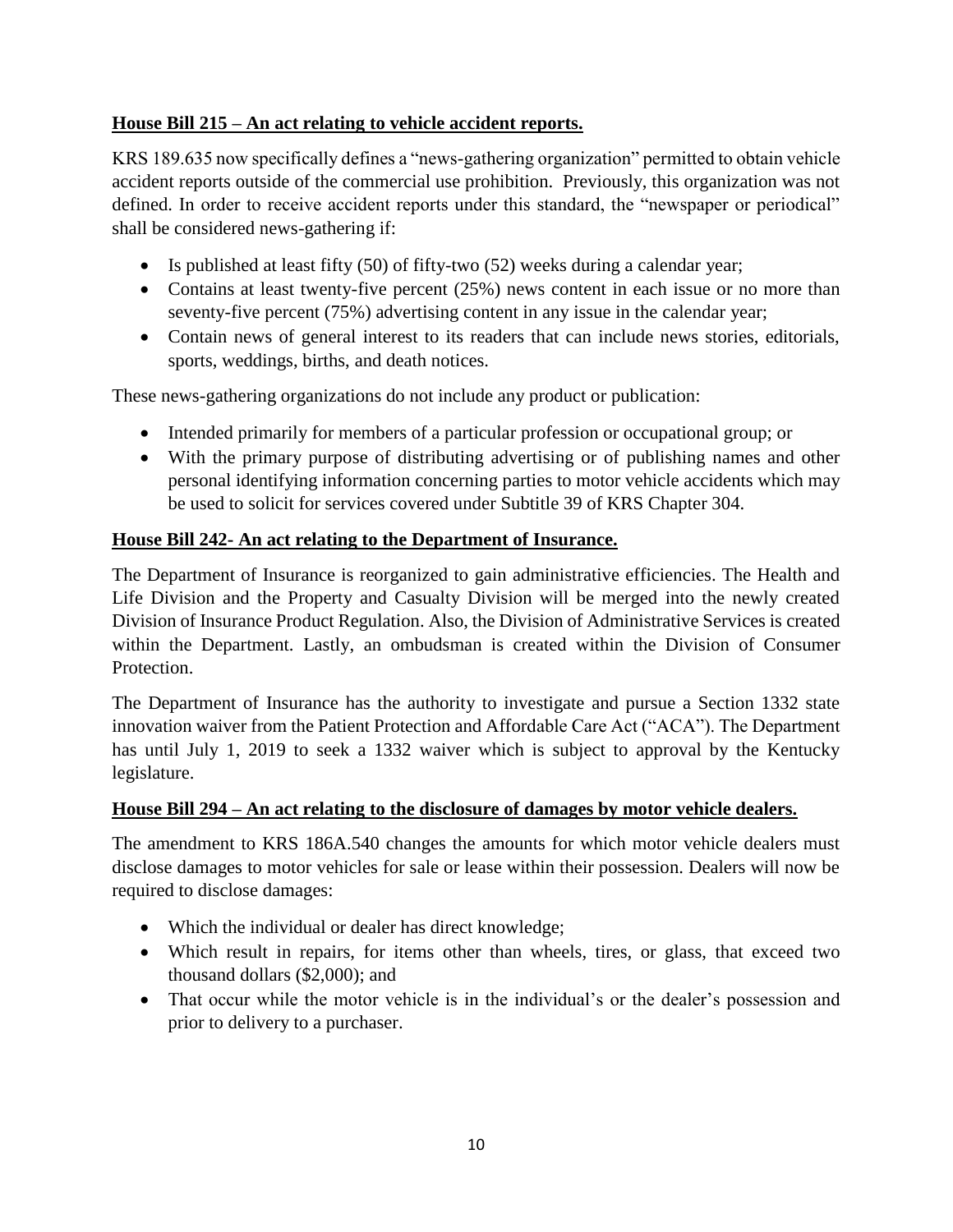**House Bill 215 – An act relating to vehicle accident reports.**

KRS 189.635 now specifically defines a "news-gathering organization" permitted to obtain vehicle accident reports outside of the commercial use prohibition. Previously, this organization was not defined. In order to receive accident reports under this standard, the "newspaper or periodical" shall be considered news-gathering if:

- Is published at least fifty (50) of fifty-two (52) weeks during a calendar year;
- Contains at least twenty-five percent (25%) news content in each issue or no more than seventy-five percent (75%) advertising content in any issue in the calendar year;
- Contain news of general interest to its readers that can include news stories, editorials, sports, weddings, births, and death notices.

These news-gathering organizations do not include any product or publication:

- Intended primarily for members of a particular profession or occupational group; or
- With the primary purpose of distributing advertising or of publishing names and other personal identifying information concerning parties to motor vehicle accidents which may be used to solicit for services covered under Subtitle 39 of KRS Chapter 304.

**House Bill 242- An act relating to the Department of Insurance.**

The Department of Insurance is reorganized to gain administrative efficiencies. The Health and Life Division and the Property and Casualty Division will be merged into the newly created Division of Insurance Product Regulation. Also, the Division of Administrative Services is created within the Department. Lastly, an ombudsman is created within the Division of Consumer Protection.

The Department of Insurance has the authority to investigate and pursue a Section 1332 state innovation waiver from the Patient Protection and Affordable Care Act ("ACA"). The Department has until July 1, 2019 to seek a 1332 waiver which is subject to approval by the Kentucky legislature.

**House Bill 294 – An act relating to the disclosure of damages by motor vehicle dealers.**

The amendment to KRS 186A.540 changes the amounts for which motor vehicle dealers must disclose damages to motor vehicles for sale or lease within their possession. Dealers will now be required to disclose damages:

- Which the individual or dealer has direct knowledge;
- Which result in repairs, for items other than wheels, tires, or glass, that exceed two thousand dollars ($2,000); and
- That occur while the motor vehicle is in the individual's or the dealer's possession and prior to delivery to a purchaser.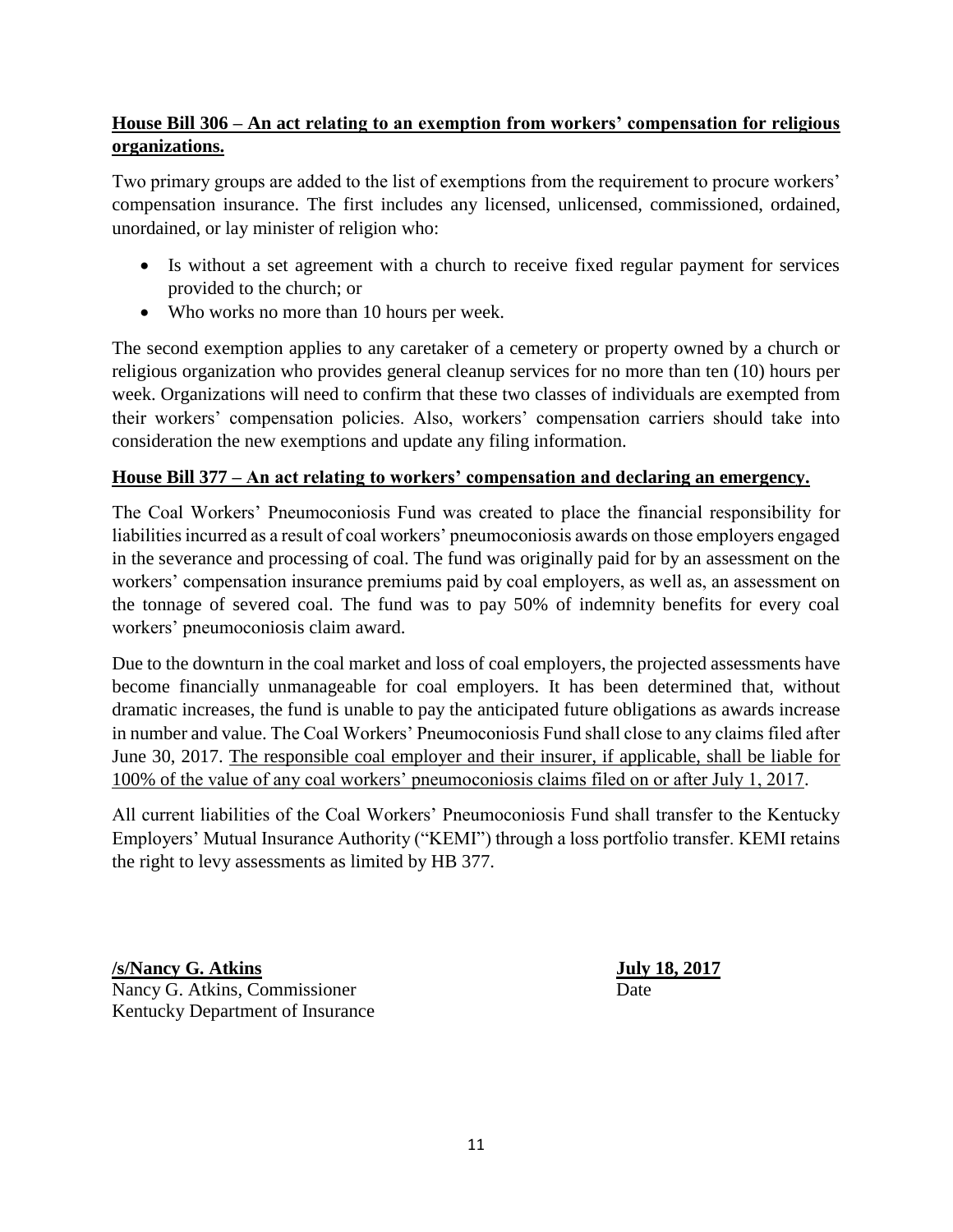**House Bill 306 – An act relating to an exemption from workers' compensation for religious organizations.**

Two primary groups are added to the list of exemptions from the requirement to procure workers' compensation insurance. The first includes any licensed, unlicensed, commissioned, ordained, unordained, or lay minister of religion who:

- Is without a set agreement with a church to receive fixed regular payment for services provided to the church; or
- Who works no more than 10 hours per week.

The second exemption applies to any caretaker of a cemetery or property owned by a church or religious organization who provides general cleanup services for no more than ten (10) hours per week. Organizations will need to confirm that these two classes of individuals are exempted from their workers' compensation policies. Also, workers' compensation carriers should take into consideration the new exemptions and update any filing information.

**House Bill 377 – An act relating to workers' compensation and declaring an emergency.**

The Coal Workers' Pneumoconiosis Fund was created to place the financial responsibility for liabilities incurred as a result of coal workers' pneumoconiosis awards on those employers engaged in the severance and processing of coal. The fund was originally paid for by an assessment on the workers' compensation insurance premiums paid by coal employers, as well as, an assessment on the tonnage of severed coal. The fund was to pay 50% of indemnity benefits for every coal workers' pneumoconiosis claim award.

Due to the downturn in the coal market and loss of coal employers, the projected assessments have become financially unmanageable for coal employers. It has been determined that, without dramatic increases, the fund is unable to pay the anticipated future obligations as awards increase in number and value. The Coal Workers' Pneumoconiosis Fund shall close to any claims filed after June 30, 2017. The responsible coal employer and their insurer, if applicable, shall be liable for 100% of the value of any coal workers' pneumoconiosis claims filed on or after July 1, 2017.

All current liabilities of the Coal Workers' Pneumoconiosis Fund shall transfer to the Kentucky Employers' Mutual Insurance Authority ("KEMI") through a loss portfolio transfer. KEMI retains the right to levy assessments as limited by HB 377.

**/s/Nancy G. Atkins** **July 18, 2017**
Nancy G. Atkins, Commissioner Date
Kentucky Department of Insurance